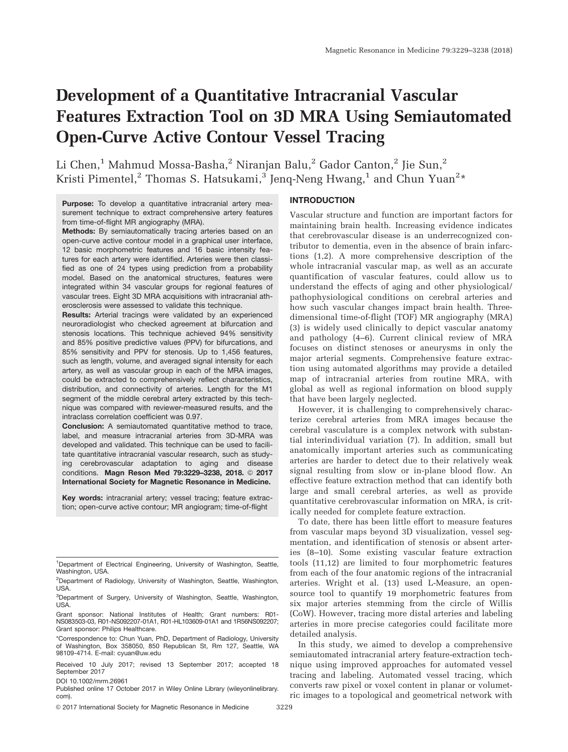# Development of a Quantitative Intracranial Vascular Features Extraction Tool on 3D MRA Using Semiautomated Open-Curve Active Contour Vessel Tracing

Li Chen,[1] Mahmud Mossa-Basha,[2] Niranjan Balu,[2] Gador Canton,[2] Jie Sun,[2] Kristi Pimentel,[2] Thomas S. Hatsukami,[3] Jenq-Neng Hwang,[1] and Chun Yuan[2]*

**Purpose:** To develop a quantitative intracranial artery measurement technique to extract comprehensive artery features from time-of-flight MR angiography (MRA).

**Methods:** By semiautomatically tracing arteries based on an open-curve active contour model in a graphical user interface, 12 basic morphometric features and 16 basic intensity features for each artery were identified. Arteries were then classified as one of 24 types using prediction from a probability model. Based on the anatomical structures, features were integrated within 34 vascular groups for regional features of vascular trees. Eight 3D MRA acquisitions with intracranial atherosclerosis were assessed to validate this technique.

**Results:** Arterial tracings were validated by an experienced neuroradiologist who checked agreement at bifurcation and stenosis locations. This technique achieved 94% sensitivity and 85% positive predictive values (PPV) for bifurcations, and 85% sensitivity and PPV for stenosis. Up to 1,456 features, such as length, volume, and averaged signal intensity for each artery, as well as vascular group in each of the MRA images, could be extracted to comprehensively reflect characteristics, distribution, and connectivity of arteries. Length for the M1 segment of the middle cerebral artery extracted by this technique was compared with reviewer-measured results, and the intraclass correlation coefficient was 0.97.

**Conclusion:** A semiautomated quantitative method to trace, label, and measure intracranial arteries from 3D-MRA was developed and validated. This technique can be used to facilitate quantitative intracranial vascular research, such as studying cerebrovascular adaptation to aging and disease conditions. **Magn Reson Med 79:3229–3238, 2018. © 2017 International Society for Magnetic Resonance in Medicine.**

**Key words:** intracranial artery; vessel tracing; feature extraction; open-curve active contour; MR angiogram; time-of-flight

[1]Department of Electrical Engineering, University of Washington, Seattle, Washington, USA.

[2]Department of Radiology, University of Washington, Seattle, Washington, USA.

[3]Department of Surgery, University of Washington, Seattle, Washington, USA.

Grant sponsor: National Institutes of Health; Grant numbers: R01-NS083503-03, R01-NS092207-01A1, R01-HL103609-01A1 and 1R56NS092207; Grant sponsor: Philips Healthcare.

*Correspondence to: Chun Yuan, PhD, Department of Radiology, University of Washington, Box 358050, 850 Republican St, Rm 127, Seattle, WA 98109-4714. E-mail: cyuan@uw.edu

Received 10 July 2017; revised 13 September 2017; accepted 18 September 2017

DOI 10.1002/mrm.26961

Published online 17 October 2017 in Wiley Online Library (wileyonlinelibrary.com).

© 2017 International Society for Magnetic Resonance in Medicine

## INTRODUCTION

Vascular structure and function are important factors for maintaining brain health. Increasing evidence indicates that cerebrovascular disease is an underrecognized contributor to dementia, even in the absence of brain infarctions (1,2). A more comprehensive description of the whole intracranial vascular map, as well as an accurate quantification of vascular features, could allow us to understand the effects of aging and other physiological/pathophysiological conditions on cerebral arteries and how such vascular changes impact brain health. Three-dimensional time-of-flight (TOF) MR angiography (MRA) (3) is widely used clinically to depict vascular anatomy and pathology (4–6). Current clinical review of MRA focuses on distinct stenoses or aneurysms in only the major arterial segments. Comprehensive feature extraction using automated algorithms may provide a detailed map of intracranial arteries from routine MRA, with global as well as regional information on blood supply that have been largely neglected.

However, it is challenging to comprehensively characterize cerebral arteries from MRA images because the cerebral vasculature is a complex network with substantial interindividual variation (7). In addition, small but anatomically important arteries such as communicating arteries are harder to detect due to their relatively weak signal resulting from slow or in-plane blood flow. An effective feature extraction method that can identify both large and small cerebral arteries, as well as provide quantitative cerebrovascular information on MRA, is critically needed for complete feature extraction.

To date, there has been little effort to measure features from vascular maps beyond 3D visualization, vessel segmentation, and identification of stenosis or absent arteries (8–10). Some existing vascular feature extraction tools (11,12) are limited to four morphometric features from each of the four anatomic regions of the intracranial arteries. Wright et al. (13) used L-Measure, an open-source tool to quantify 19 morphometric features from six major arteries stemming from the circle of Willis (CoW). However, tracing more distal arteries and labeling arteries in more precise categories could facilitate more detailed analysis.

In this study, we aimed to develop a comprehensive semiautomated intracranial artery feature-extraction technique using improved approaches for automated vessel tracing and labeling. Automated vessel tracing, which converts raw pixel or voxel content in planar or volumetric images to a topological and geometrical network with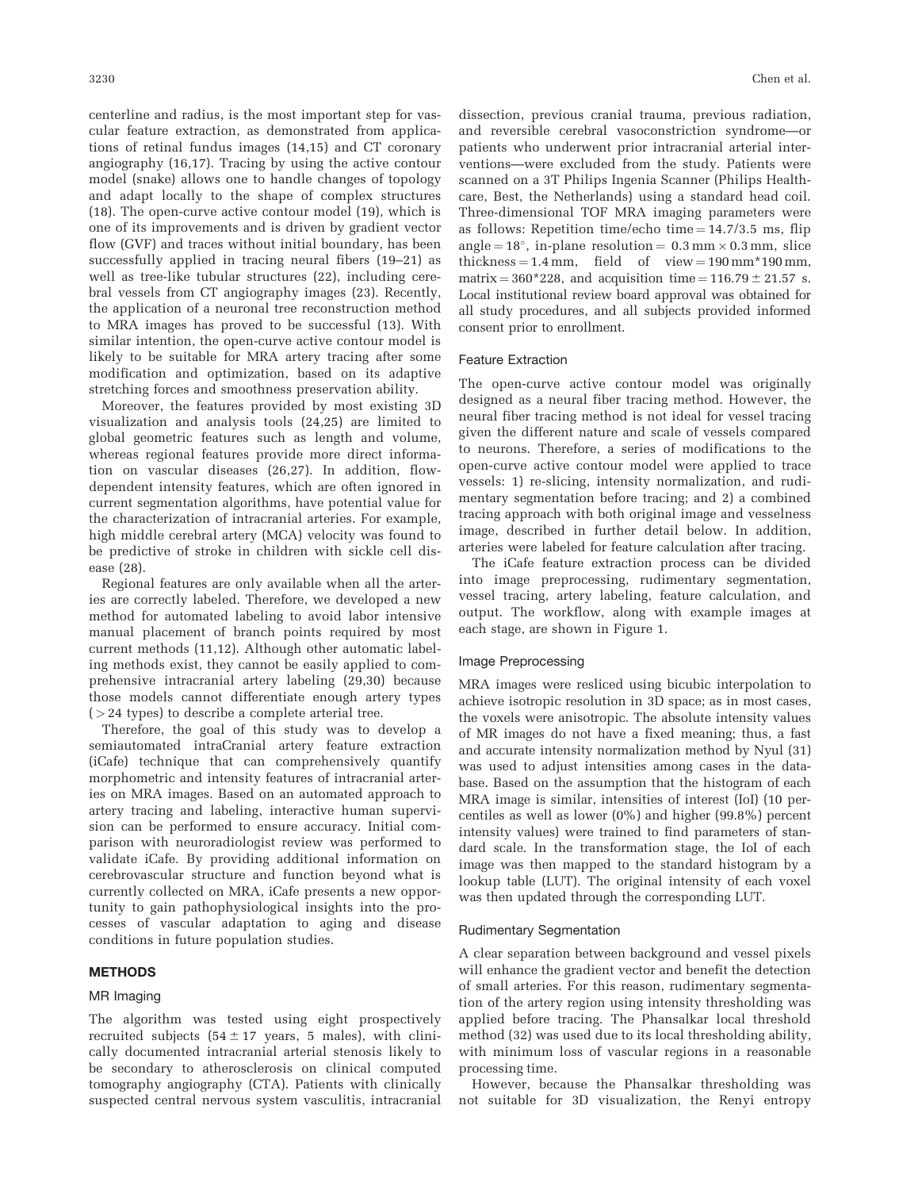centerline and radius, is the most important step for vascular feature extraction, as demonstrated from applications of retinal fundus images (14,15) and CT coronary angiography (16,17). Tracing by using the active contour model (snake) allows one to handle changes of topology and adapt locally to the shape of complex structures (18). The open-curve active contour model (19), which is one of its improvements and is driven by gradient vector flow (GVF) and traces without initial boundary, has been successfully applied in tracing neural fibers (19–21) as well as tree-like tubular structures (22), including cerebral vessels from CT angiography images (23). Recently, the application of a neuronal tree reconstruction method to MRA images has proved to be successful (13). With similar intention, the open-curve active contour model is likely to be suitable for MRA artery tracing after some modification and optimization, based on its adaptive stretching forces and smoothness preservation ability.

Moreover, the features provided by most existing 3D visualization and analysis tools (24,25) are limited to global geometric features such as length and volume, whereas regional features provide more direct information on vascular diseases (26,27). In addition, flow-dependent intensity features, which are often ignored in current segmentation algorithms, have potential value for the characterization of intracranial arteries. For example, high middle cerebral artery (MCA) velocity was found to be predictive of stroke in children with sickle cell disease (28).

Regional features are only available when all the arteries are correctly labeled. Therefore, we developed a new method for automated labeling to avoid labor intensive manual placement of branch points required by most current methods (11,12). Although other automatic labeling methods exist, they cannot be easily applied to comprehensive intracranial artery labeling (29,30) because those models cannot differentiate enough artery types (>24 types) to describe a complete arterial tree.

Therefore, the goal of this study was to develop a semiautomated intraCranial artery feature extraction (iCafe) technique that can comprehensively quantify morphometric and intensity features of intracranial arteries on MRA images. Based on an automated approach to artery tracing and labeling, interactive human supervision can be performed to ensure accuracy. Initial comparison with neuroradiologist review was performed to validate iCafe. By providing additional information on cerebrovascular structure and function beyond what is currently collected on MRA, iCafe presents a new opportunity to gain pathophysiological insights into the processes of vascular adaptation to aging and disease conditions in future population studies.

## METHODS

### MR Imaging

The algorithm was tested using eight prospectively recruited subjects ($54 \pm 17$ years, 5 males), with clinically documented intracranial arterial stenosis likely to be secondary to atherosclerosis on clinical computed tomography angiography (CTA). Patients with clinically suspected central nervous system vasculitis, intracranial dissection, previous cranial trauma, previous radiation, and reversible cerebral vasoconstriction syndrome—or patients who underwent prior intracranial arterial interventions—were excluded from the study. Patients were scanned on a 3T Philips Ingenia Scanner (Philips Healthcare, Best, the Netherlands) using a standard head coil. Three-dimensional TOF MRA imaging parameters were as follows: Repetition time/echo time = 14.7/3.5 ms, flip angle = 18°, in-plane resolution = 0.3 mm × 0.3 mm, slice thickness = 1.4 mm, field of view = 190 mm*190 mm, matrix = 360*228, and acquisition time = $116.79 \pm 21.57$ s. Local institutional review board approval was obtained for all study procedures, and all subjects provided informed consent prior to enrollment.

### Feature Extraction

The open-curve active contour model was originally designed as a neural fiber tracing method. However, the neural fiber tracing method is not ideal for vessel tracing given the different nature and scale of vessels compared to neurons. Therefore, a series of modifications to the open-curve active contour model were applied to trace vessels: 1) re-slicing, intensity normalization, and rudimentary segmentation before tracing; and 2) a combined tracing approach with both original image and vesselness image, described in further detail below. In addition, arteries were labeled for feature calculation after tracing.

The iCafe feature extraction process can be divided into image preprocessing, rudimentary segmentation, vessel tracing, artery labeling, feature calculation, and output. The workflow, along with example images at each stage, are shown in Figure 1.

### Image Preprocessing

MRA images were resliced using bicubic interpolation to achieve isotropic resolution in 3D space; as in most cases, the voxels were anisotropic. The absolute intensity values of MR images do not have a fixed meaning; thus, a fast and accurate intensity normalization method by Nyul (31) was used to adjust intensities among cases in the database. Based on the assumption that the histogram of each MRA image is similar, intensities of interest (IoI) (10 percentiles as well as lower (0%) and higher (99.8%) percent intensity values) were trained to find parameters of standard scale. In the transformation stage, the IoI of each image was then mapped to the standard histogram by a lookup table (LUT). The original intensity of each voxel was then updated through the corresponding LUT.

### Rudimentary Segmentation

A clear separation between background and vessel pixels will enhance the gradient vector and benefit the detection of small arteries. For this reason, rudimentary segmentation of the artery region using intensity thresholding was applied before tracing. The Phansalkar local threshold method (32) was used due to its local thresholding ability, with minimum loss of vascular regions in a reasonable processing time.

However, because the Phansalkar thresholding was not suitable for 3D visualization, the Renyi entropy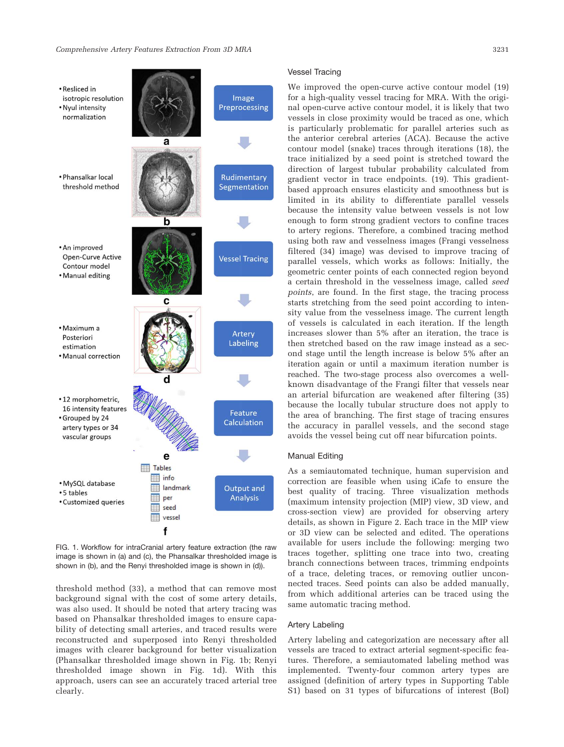FIG. 1. Workflow for intraCranial artery feature extraction (the raw image is shown in (a) and (c), the Phansalkar thresholded image is shown in (b), and the Renyi thresholded image is shown in (d)).

threshold method (33), a method that can remove most background signal with the cost of some artery details, was also used. It should be noted that artery tracing was based on Phansalkar thresholded images to ensure capability of detecting small arteries, and traced results were reconstructed and superposed into Renyi thresholded images with clearer background for better visualization (Phansalkar thresholded image shown in Fig. 1b; Renyi thresholded image shown in Fig. 1d). With this approach, users can see an accurately traced arterial tree clearly.

### Vessel Tracing

We improved the open-curve active contour model (19) for a high-quality vessel tracing for MRA. With the original open-curve active contour model, it is likely that two vessels in close proximity would be traced as one, which is particularly problematic for parallel arteries such as the anterior cerebral arteries (ACA). Because the active contour model (snake) traces through iterations (18), the trace initialized by a seed point is stretched toward the direction of largest tubular probability calculated from gradient vector in trace endpoints. (19). This gradient-based approach ensures elasticity and smoothness but is limited in its ability to differentiate parallel vessels because the intensity value between vessels is not low enough to form strong gradient vectors to confine traces to artery regions. Therefore, a combined tracing method using both raw and vesselness images (Frangi vesselness filtered (34) image) was devised to improve tracing of parallel vessels, which works as follows: Initially, the geometric center points of each connected region beyond a certain threshold in the vesselness image, called *seed points*, are found. In the first stage, the tracing process starts stretching from the seed point according to intensity value from the vesselness image. The current length of vessels is calculated in each iteration. If the length increases slower than 5% after an iteration, the trace is then stretched based on the raw image instead as a second stage until the length increase is below 5% after an iteration again or until a maximum iteration number is reached. The two-stage process also overcomes a well-known disadvantage of the Frangi filter that vessels near an arterial bifurcation are weakened after filtering (35) because the locally tubular structure does not apply to the area of branching. The first stage of tracing ensures the accuracy in parallel vessels, and the second stage avoids the vessel being cut off near bifurcation points.

### Manual Editing

As a semiautomated technique, human supervision and correction are feasible when using iCafe to ensure the best quality of tracing. Three visualization methods (maximum intensity projection (MIP) view, 3D view, and cross-section view) are provided for observing artery details, as shown in Figure 2. Each trace in the MIP view or 3D view can be selected and edited. The operations available for users include the following: merging two traces together, splitting one trace into two, creating branch connections between traces, trimming endpoints of a trace, deleting traces, or removing outlier unconnected traces. Seed points can also be added manually, from which additional arteries can be traced using the same automatic tracing method.

### Artery Labeling

Artery labeling and categorization are necessary after all vessels are traced to extract arterial segment-specific features. Therefore, a semiautomated labeling method was implemented. Twenty-four common artery types are assigned (definition of artery types in Supporting Table S1) based on 31 types of bifurcations of interest (BoI)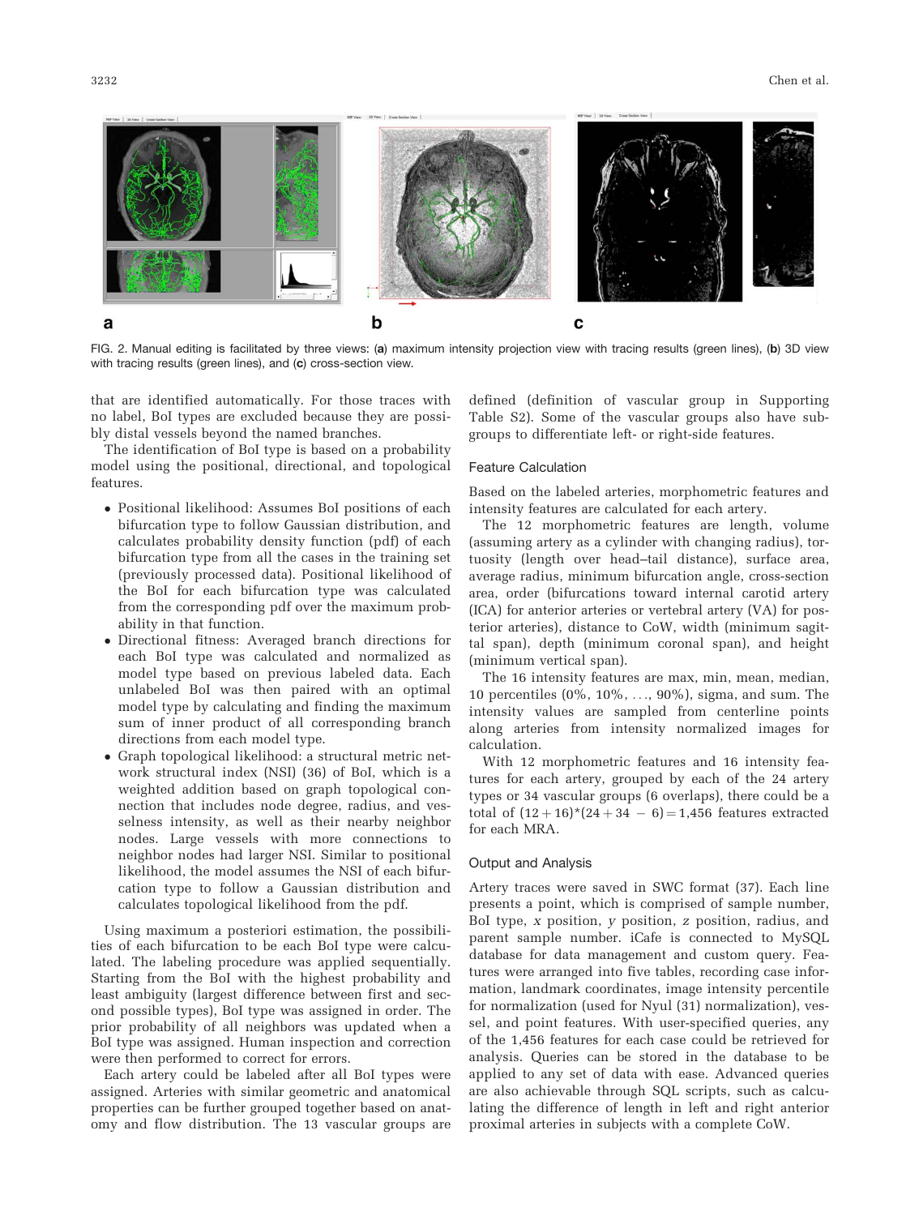FIG. 2. Manual editing is facilitated by three views: (**a**) maximum intensity projection view with tracing results (green lines), (**b**) 3D view with tracing results (green lines), and (**c**) cross-section view.

that are identified automatically. For those traces with no label, BoI types are excluded because they are possibly distal vessels beyond the named branches.

The identification of BoI type is based on a probability model using the positional, directional, and topological features.

- Positional likelihood: Assumes BoI positions of each bifurcation type to follow Gaussian distribution, and calculates probability density function (pdf) of each bifurcation type from all the cases in the training set (previously processed data). Positional likelihood of the BoI for each bifurcation type was calculated from the corresponding pdf over the maximum probability in that function.
- Directional fitness: Averaged branch directions for each BoI type was calculated and normalized as model type based on previous labeled data. Each unlabeled BoI was then paired with an optimal model type by calculating and finding the maximum sum of inner product of all corresponding branch directions from each model type.
- Graph topological likelihood: a structural metric network structural index (NSI) (36) of BoI, which is a weighted addition based on graph topological connection that includes node degree, radius, and vesselness intensity, as well as their nearby neighbor nodes. Large vessels with more connections to neighbor nodes had larger NSI. Similar to positional likelihood, the model assumes the NSI of each bifurcation type to follow a Gaussian distribution and calculates topological likelihood from the pdf.

Using maximum a posteriori estimation, the possibilities of each bifurcation to be each BoI type were calculated. The labeling procedure was applied sequentially. Starting from the BoI with the highest probability and least ambiguity (largest difference between first and second possible types), BoI type was assigned in order. The prior probability of all neighbors was updated when a BoI type was assigned. Human inspection and correction were then performed to correct for errors.

Each artery could be labeled after all BoI types were assigned. Arteries with similar geometric and anatomical properties can be further grouped together based on anatomy and flow distribution. The 13 vascular groups are defined (definition of vascular group in Supporting Table S2). Some of the vascular groups also have subgroups to differentiate left- or right-side features.

### Feature Calculation

Based on the labeled arteries, morphometric features and intensity features are calculated for each artery.

The 12 morphometric features are length, volume (assuming artery as a cylinder with changing radius), tortuosity (length over head–tail distance), surface area, average radius, minimum bifurcation angle, cross-section area, order (bifurcations toward internal carotid artery (ICA) for anterior arteries or vertebral artery (VA) for posterior arteries), distance to CoW, width (minimum sagittal span), depth (minimum coronal span), and height (minimum vertical span).

The 16 intensity features are max, min, mean, median, 10 percentiles (0%, 10%, …, 90%), sigma, and sum. The intensity values are sampled from centerline points along arteries from intensity normalized images for calculation.

With 12 morphometric features and 16 intensity features for each artery, grouped by each of the 24 artery types or 34 vascular groups (6 overlaps), there could be a total of $(12+16)*(24+34-6)=1{,}456$ features extracted for each MRA.

### Output and Analysis

Artery traces were saved in SWC format (37). Each line presents a point, which is comprised of sample number, BoI type, *x* position, *y* position, *z* position, radius, and parent sample number. iCafe is connected to MySQL database for data management and custom query. Features were arranged into five tables, recording case information, landmark coordinates, image intensity percentile for normalization (used for Nyul (31) normalization), vessel, and point features. With user-specified queries, any of the 1,456 features for each case could be retrieved for analysis. Queries can be stored in the database to be applied to any set of data with ease. Advanced queries are also achievable through SQL scripts, such as calculating the difference of length in left and right anterior proximal arteries in subjects with a complete CoW.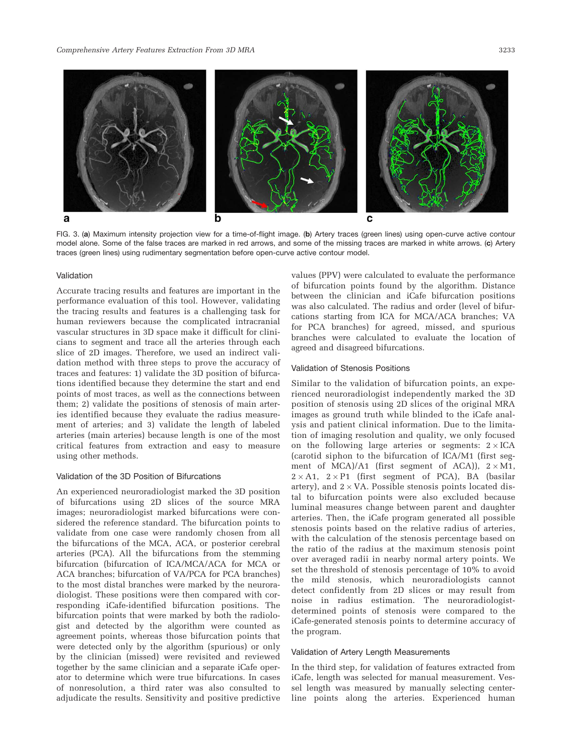a b c

FIG. 3. (**a**) Maximum intensity projection view for a time-of-flight image. (**b**) Artery traces (green lines) using open-curve active contour model alone. Some of the false traces are marked in red arrows, and some of the missing traces are marked in white arrows. (**c**) Artery traces (green lines) using rudimentary segmentation before open-curve active contour model.

### Validation

Accurate tracing results and features are important in the performance evaluation of this tool. However, validating the tracing results and features is a challenging task for human reviewers because the complicated intracranial vascular structures in 3D space make it difficult for clinicians to segment and trace all the arteries through each slice of 2D images. Therefore, we used an indirect validation method with three steps to prove the accuracy of traces and features: 1) validate the 3D position of bifurcations identified because they determine the start and end points of most traces, as well as the connections between them; 2) validate the positions of stenosis of main arteries identified because they evaluate the radius measurement of arteries; and 3) validate the length of labeled arteries (main arteries) because length is one of the most critical features from extraction and easy to measure using other methods.

### Validation of the 3D Position of Bifurcations

An experienced neuroradiologist marked the 3D position of bifurcations using 2D slices of the source MRA images; neuroradiologist marked bifurcations were considered the reference standard. The bifurcation points to validate from one case were randomly chosen from all the bifurcations of the MCA, ACA, or posterior cerebral arteries (PCA). All the bifurcations from the stemming bifurcation (bifurcation of ICA/MCA/ACA for MCA or ACA branches; bifurcation of VA/PCA for PCA branches) to the most distal branches were marked by the neuroradiologist. These positions were then compared with corresponding iCafe-identified bifurcation positions. The bifurcation points that were marked by both the radiologist and detected by the algorithm were counted as agreement points, whereas those bifurcation points that were detected only by the algorithm (spurious) or only by the clinician (missed) were revisited and reviewed together by the same clinician and a separate iCafe operator to determine which were true bifurcations. In cases of nonresolution, a third rater was also consulted to adjudicate the results. Sensitivity and positive predictive values (PPV) were calculated to evaluate the performance of bifurcation points found by the algorithm. Distance between the clinician and iCafe bifurcation positions was also calculated. The radius and order (level of bifurcations starting from ICA for MCA/ACA branches; VA for PCA branches) for agreed, missed, and spurious branches were calculated to evaluate the location of agreed and disagreed bifurcations.

### Validation of Stenosis Positions

Similar to the validation of bifurcation points, an experienced neuroradiologist independently marked the 3D position of stenosis using 2D slices of the original MRA images as ground truth while blinded to the iCafe analysis and patient clinical information. Due to the limitation of imaging resolution and quality, we only focused on the following large arteries or segments: $2 \times$ ICA (carotid siphon to the bifurcation of ICA/M1 (first segment of MCA)/A1 (first segment of ACA)), $2 \times$ M1, $2 \times$ A1, $2 \times$ P1 (first segment of PCA), BA (basilar artery), and $2 \times$ VA. Possible stenosis points located distal to bifurcation points were also excluded because luminal measures change between parent and daughter arteries. Then, the iCafe program generated all possible stenosis points based on the relative radius of arteries, with the calculation of the stenosis percentage based on the ratio of the radius at the maximum stenosis point over averaged radii in nearby normal artery points. We set the threshold of stenosis percentage of 10% to avoid the mild stenosis, which neuroradiologists cannot detect confidently from 2D slices or may result from noise in radius estimation. The neuroradiologist-determined points of stenosis were compared to the iCafe-generated stenosis points to determine accuracy of the program.

### Validation of Artery Length Measurements

In the third step, for validation of features extracted from iCafe, length was selected for manual measurement. Vessel length was measured by manually selecting centerline points along the arteries. Experienced human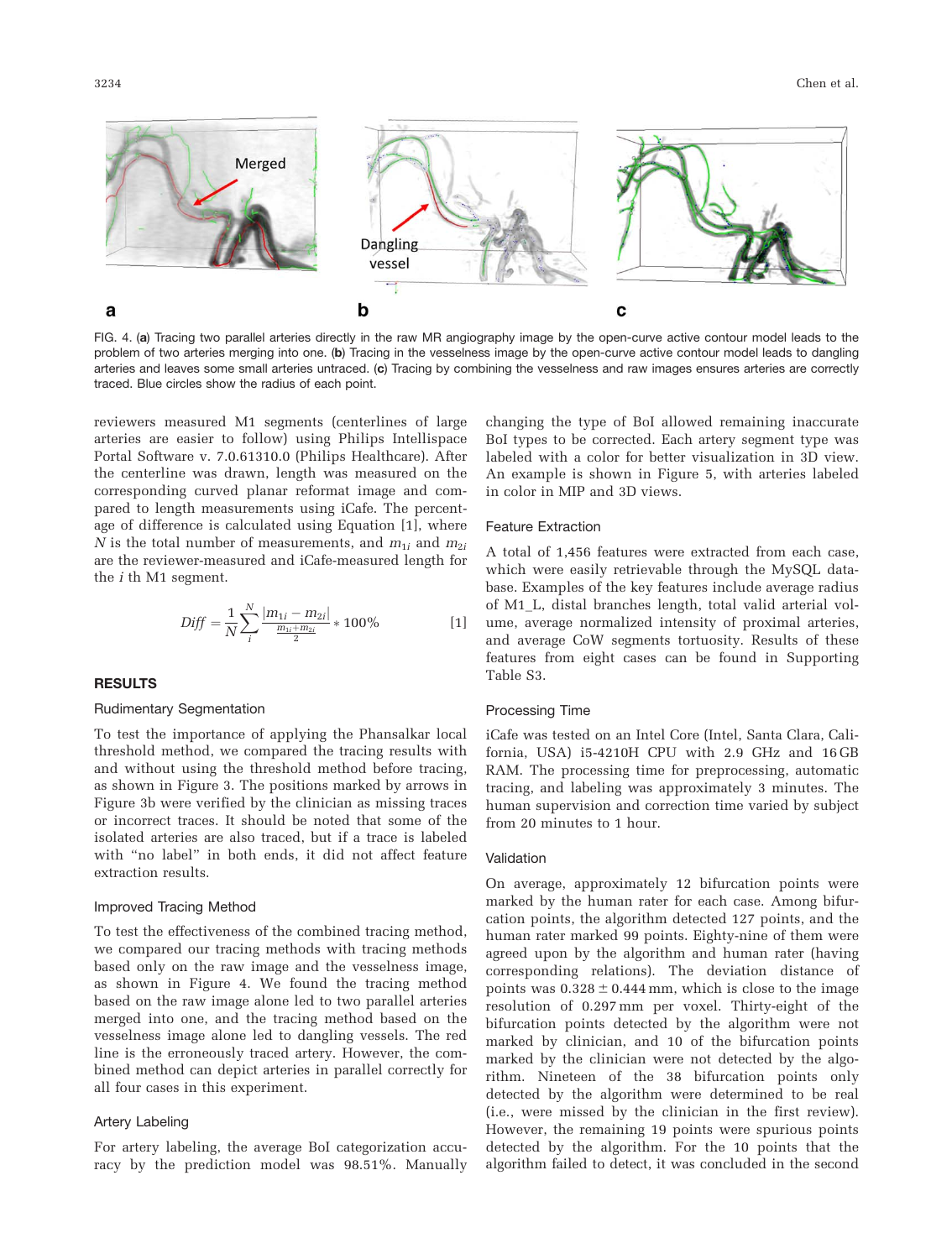FIG. 4. (**a**) Tracing two parallel arteries directly in the raw MR angiography image by the open-curve active contour model leads to the problem of two arteries merging into one. (**b**) Tracing in the vesselness image by the open-curve active contour model leads to dangling arteries and leaves some small arteries untraced. (**c**) Tracing by combining the vesselness and raw images ensures arteries are correctly traced. Blue circles show the radius of each point.

reviewers measured M1 segments (centerlines of large arteries are easier to follow) using Philips Intellispace Portal Software v. 7.0.61310.0 (Philips Healthcare). After the centerline was drawn, length was measured on the corresponding curved planar reformat image and compared to length measurements using iCafe. The percentage of difference is calculated using Equation [1], where $N$ is the total number of measurements, and $m_{1i}$ and $m_{2i}$ are the reviewer-measured and iCafe-measured length for the $i$ th M1 segment.

$$Diff = \frac{1}{N}\sum_{i}^{N}\frac{|m_{1i} - m_{2i}|}{\frac{m_{1i}+m_{2i}}{2}} * 100\% \qquad [1]$$

## RESULTS

### Rudimentary Segmentation

To test the importance of applying the Phansalkar local threshold method, we compared the tracing results with and without using the threshold method before tracing, as shown in Figure 3. The positions marked by arrows in Figure 3b were verified by the clinician as missing traces or incorrect traces. It should be noted that some of the isolated arteries are also traced, but if a trace is labeled with "no label" in both ends, it did not affect feature extraction results.

### Improved Tracing Method

To test the effectiveness of the combined tracing method, we compared our tracing methods with tracing methods based only on the raw image and the vesselness image, as shown in Figure 4. We found the tracing method based on the raw image alone led to two parallel arteries merged into one, and the tracing method based on the vesselness image alone led to dangling vessels. The red line is the erroneously traced artery. However, the combined method can depict arteries in parallel correctly for all four cases in this experiment.

### Artery Labeling

For artery labeling, the average BoI categorization accuracy by the prediction model was 98.51%. Manually changing the type of BoI allowed remaining inaccurate BoI types to be corrected. Each artery segment type was labeled with a color for better visualization in 3D view. An example is shown in Figure 5, with arteries labeled in color in MIP and 3D views.

### Feature Extraction

A total of 1,456 features were extracted from each case, which were easily retrievable through the MySQL database. Examples of the key features include average radius of M1_L, distal branches length, total valid arterial volume, average normalized intensity of proximal arteries, and average CoW segments tortuosity. Results of these features from eight cases can be found in Supporting Table S3.

### Processing Time

iCafe was tested on an Intel Core (Intel, Santa Clara, California, USA) i5-4210H CPU with 2.9 GHz and 16 GB RAM. The processing time for preprocessing, automatic tracing, and labeling was approximately 3 minutes. The human supervision and correction time varied by subject from 20 minutes to 1 hour.

### Validation

On average, approximately 12 bifurcation points were marked by the human rater for each case. Among bifurcation points, the algorithm detected 127 points, and the human rater marked 99 points. Eighty-nine of them were agreed upon by the algorithm and human rater (having corresponding relations). The deviation distance of points was 0.328 ± 0.444 mm, which is close to the image resolution of 0.297 mm per voxel. Thirty-eight of the bifurcation points detected by the algorithm were not marked by clinician, and 10 of the bifurcation points marked by the clinician were not detected by the algorithm. Nineteen of the 38 bifurcation points only detected by the algorithm were determined to be real (i.e., were missed by the clinician in the first review). However, the remaining 19 points were spurious points detected by the algorithm. For the 10 points that the algorithm failed to detect, it was concluded in the second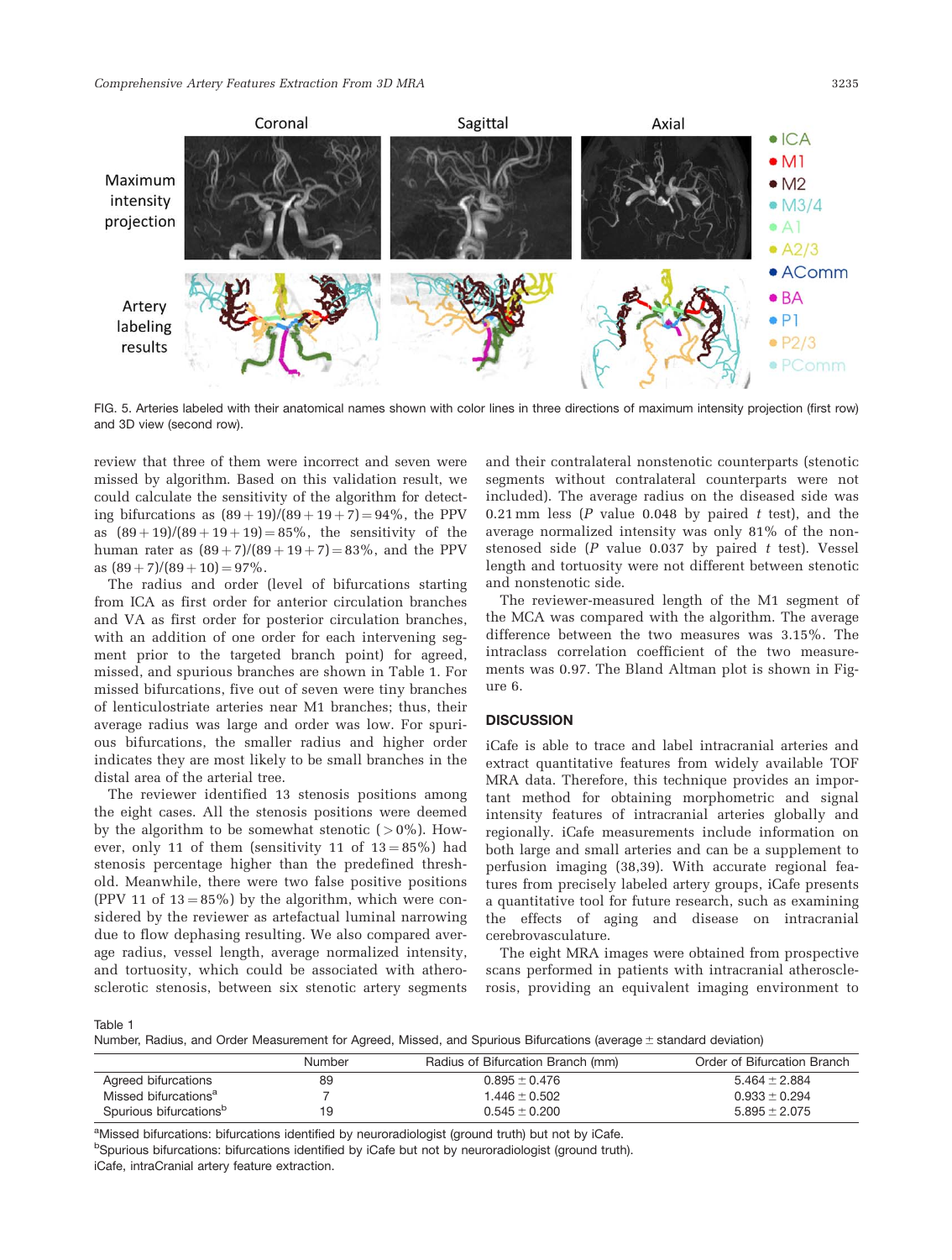FIG. 5. Arteries labeled with their anatomical names shown with color lines in three directions of maximum intensity projection (first row) and 3D view (second row).

review that three of them were incorrect and seven were missed by algorithm. Based on this validation result, we could calculate the sensitivity of the algorithm for detecting bifurcations as $(89+19)/(89+19+7)=94\%$, the PPV as $(89+19)/(89+19+19)=85\%$, the sensitivity of the human rater as $(89+7)/(89+19+7)=83\%$, and the PPV as $(89+7)/(89+10)=97\%$.

The radius and order (level of bifurcations starting from ICA as first order for anterior circulation branches and VA as first order for posterior circulation branches, with an addition of one order for each intervening segment prior to the targeted branch point) for agreed, missed, and spurious branches are shown in Table 1. For missed bifurcations, five out of seven were tiny branches of lenticulostriate arteries near M1 branches; thus, their average radius was large and order was low. For spurious bifurcations, the smaller radius and higher order indicates they are most likely to be small branches in the distal area of the arterial tree.

The reviewer identified 13 stenosis positions among the eight cases. All the stenosis positions were deemed by the algorithm to be somewhat stenotic ($>0\%$). However, only 11 of them (sensitivity 11 of $13=85\%$) had stenosis percentage higher than the predefined threshold. Meanwhile, there were two false positive positions (PPV 11 of $13=85\%$) by the algorithm, which were considered by the reviewer as artefactual luminal narrowing due to flow dephasing resulting. We also compared average radius, vessel length, average normalized intensity, and tortuosity, which could be associated with atherosclerotic stenosis, between six stenotic artery segments and their contralateral nonstenotic counterparts (stenotic segments without contralateral counterparts were not included). The average radius on the diseased side was 0.21 mm less (P value 0.048 by paired t test), and the average normalized intensity was only 81% of the nonstenosed side (P value 0.037 by paired t test). Vessel length and tortuosity were not different between stenotic and nonstenotic side.

The reviewer-measured length of the M1 segment of the MCA was compared with the algorithm. The average difference between the two measures was 3.15%. The intraclass correlation coefficient of the two measurements was 0.97. The Bland Altman plot is shown in Figure 6.

## DISCUSSION

iCafe is able to trace and label intracranial arteries and extract quantitative features from widely available TOF MRA data. Therefore, this technique provides an important method for obtaining morphometric and signal intensity features of intracranial arteries globally and regionally. iCafe measurements include information on both large and small arteries and can be a supplement to perfusion imaging (38,39). With accurate regional features from precisely labeled artery groups, iCafe presents a quantitative tool for future research, such as examining the effects of aging and disease on intracranial cerebrovasculature.

The eight MRA images were obtained from prospective scans performed in patients with intracranial atherosclerosis, providing an equivalent imaging environment to

Table 1
Number, Radius, and Order Measurement for Agreed, Missed, and Spurious Bifurcations (average ± standard deviation)

| | Number | Radius of Bifurcation Branch (mm) | Order of Bifurcation Branch |
|---|---|---|---|
| Agreed bifurcations | 89 | 0.895 ± 0.476 | 5.464 ± 2.884 |
| Missed bifurcations[a] | 7 | 1.446 ± 0.502 | 0.933 ± 0.294 |
| Spurious bifurcations[b] | 19 | 0.545 ± 0.200 | 5.895 ± 2.075 |

[a]Missed bifurcations: bifurcations identified by neuroradiologist (ground truth) but not by iCafe.
[b]Spurious bifurcations: bifurcations identified by iCafe but not by neuroradiologist (ground truth).
iCafe, intraCranial artery feature extraction.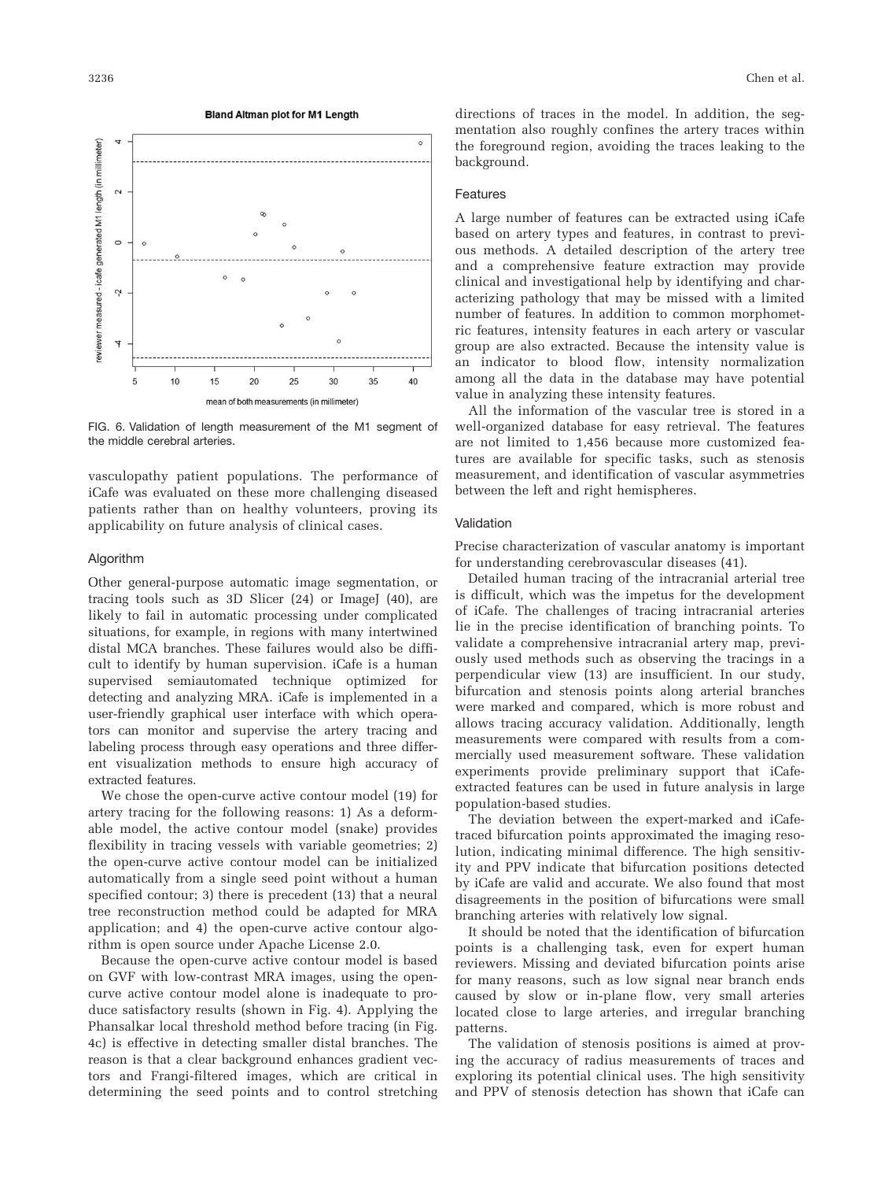Bland Altman plot for M1 Length

reviewer measured - icafe generated M1 length (in millimeter)

4
2
0
-2
-4

5 10 15 20 25 30 35 40

mean of both measurements (in millimeter)

FIG. 6. Validation of length measurement of the M1 segment of the middle cerebral arteries.

vasculopathy patient populations. The performance of iCafe was evaluated on these more challenging diseased patients rather than on healthy volunteers, proving its applicability on future analysis of clinical cases.

### Algorithm

Other general-purpose automatic image segmentation, or tracing tools such as 3D Slicer (24) or ImageJ (40), are likely to fail in automatic processing under complicated situations, for example, in regions with many intertwined distal MCA branches. These failures would also be difficult to identify by human supervision. iCafe is a human supervised semiautomated technique optimized for detecting and analyzing MRA. iCafe is implemented in a user-friendly graphical user interface with which operators can monitor and supervise the artery tracing and labeling process through easy operations and three different visualization methods to ensure high accuracy of extracted features.

We chose the open-curve active contour model (19) for artery tracing for the following reasons: 1) As a deformable model, the active contour model (snake) provides flexibility in tracing vessels with variable geometries; 2) the open-curve active contour model can be initialized automatically from a single seed point without a human specified contour; 3) there is precedent (13) that a neural tree reconstruction method could be adapted for MRA application; and 4) the open-curve active contour algorithm is open source under Apache License 2.0.

Because the open-curve active contour model is based on GVF with low-contrast MRA images, using the open-curve active contour model alone is inadequate to produce satisfactory results (shown in Fig. 4). Applying the Phansalkar local threshold method before tracing (in Fig. 4c) is effective in detecting smaller distal branches. The reason is that a clear background enhances gradient vectors and Frangi-filtered images, which are critical in determining the seed points and to control stretching directions of traces in the model. In addition, the segmentation also roughly confines the artery traces within the foreground region, avoiding the traces leaking to the background.

### Features

A large number of features can be extracted using iCafe based on artery types and features, in contrast to previous methods. A detailed description of the artery tree and a comprehensive feature extraction may provide clinical and investigational help by identifying and characterizing pathology that may be missed with a limited number of features. In addition to common morphometric features, intensity features in each artery or vascular group are also extracted. Because the intensity value is an indicator to blood flow, intensity normalization among all the data in the database may have potential value in analyzing these intensity features.

All the information of the vascular tree is stored in a well-organized database for easy retrieval. The features are not limited to 1,456 because more customized features are available for specific tasks, such as stenosis measurement, and identification of vascular asymmetries between the left and right hemispheres.

### Validation

Precise characterization of vascular anatomy is important for understanding cerebrovascular diseases (41).

Detailed human tracing of the intracranial arterial tree is difficult, which was the impetus for the development of iCafe. The challenges of tracing intracranial arteries lie in the precise identification of branching points. To validate a comprehensive intracranial artery map, previously used methods such as observing the tracings in a perpendicular view (13) are insufficient. In our study, bifurcation and stenosis points along arterial branches were marked and compared, which is more robust and allows tracing accuracy validation. Additionally, length measurements were compared with results from a commercially used measurement software. These validation experiments provide preliminary support that iCafe-extracted features can be used in future analysis in large population-based studies.

The deviation between the expert-marked and iCafe-traced bifurcation points approximated the imaging resolution, indicating minimal difference. The high sensitivity and PPV indicate that bifurcation positions detected by iCafe are valid and accurate. We also found that most disagreements in the position of bifurcations were small branching arteries with relatively low signal.

It should be noted that the identification of bifurcation points is a challenging task, even for expert human reviewers. Missing and deviated bifurcation points arise for many reasons, such as low signal near branch ends caused by slow or in-plane flow, very small arteries located close to large arteries, and irregular branching patterns.

The validation of stenosis positions is aimed at proving the accuracy of radius measurements of traces and exploring its potential clinical uses. The high sensitivity and PPV of stenosis detection has shown that iCafe can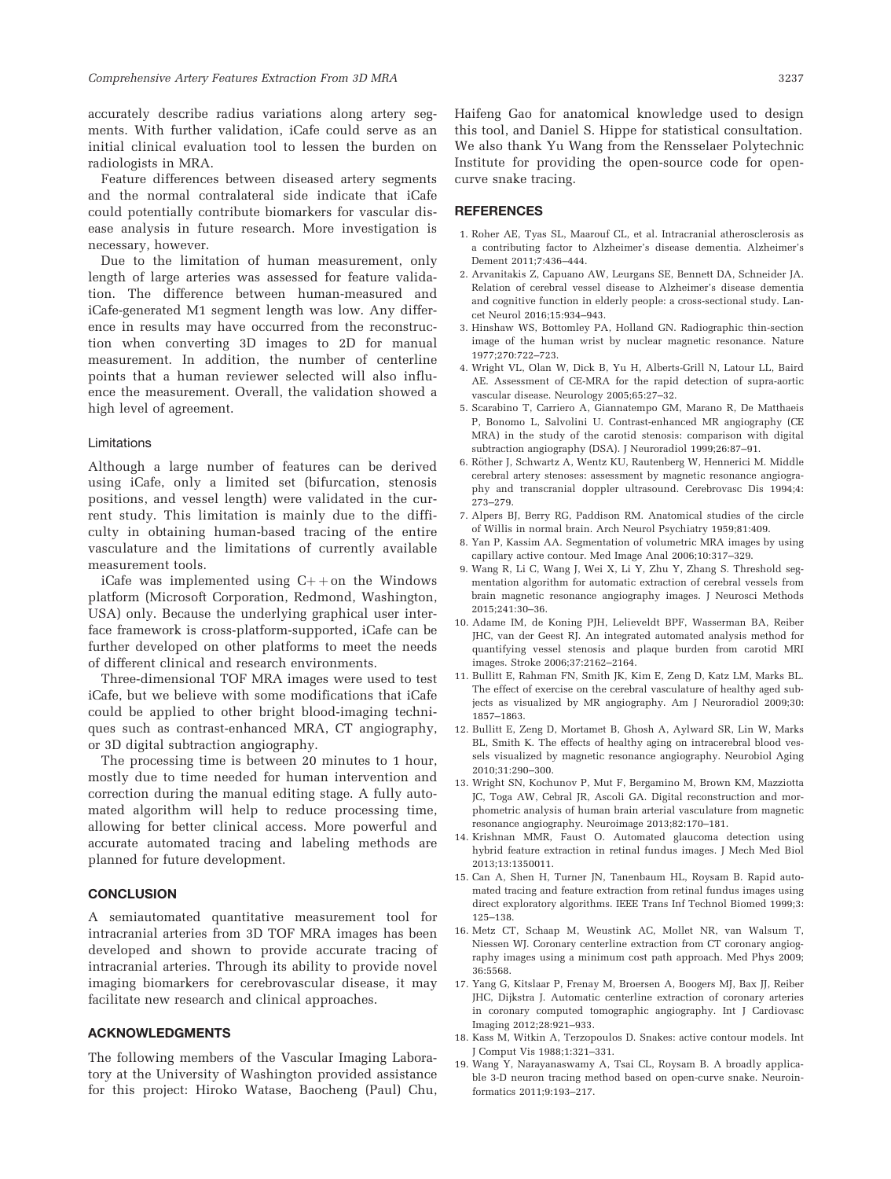accurately describe radius variations along artery segments. With further validation, iCafe could serve as an initial clinical evaluation tool to lessen the burden on radiologists in MRA.

Feature differences between diseased artery segments and the normal contralateral side indicate that iCafe could potentially contribute biomarkers for vascular disease analysis in future research. More investigation is necessary, however.

Due to the limitation of human measurement, only length of large arteries was assessed for feature validation. The difference between human-measured and iCafe-generated M1 segment length was low. Any difference in results may have occurred from the reconstruction when converting 3D images to 2D for manual measurement. In addition, the number of centerline points that a human reviewer selected will also influence the measurement. Overall, the validation showed a high level of agreement.

### Limitations

Although a large number of features can be derived using iCafe, only a limited set (bifurcation, stenosis positions, and vessel length) were validated in the current study. This limitation is mainly due to the difficulty in obtaining human-based tracing of the entire vasculature and the limitations of currently available measurement tools.

iCafe was implemented using C++on the Windows platform (Microsoft Corporation, Redmond, Washington, USA) only. Because the underlying graphical user interface framework is cross-platform-supported, iCafe can be further developed on other platforms to meet the needs of different clinical and research environments.

Three-dimensional TOF MRA images were used to test iCafe, but we believe with some modifications that iCafe could be applied to other bright blood-imaging techniques such as contrast-enhanced MRA, CT angiography, or 3D digital subtraction angiography.

The processing time is between 20 minutes to 1 hour, mostly due to time needed for human intervention and correction during the manual editing stage. A fully automated algorithm will help to reduce processing time, allowing for better clinical access. More powerful and accurate automated tracing and labeling methods are planned for future development.

## CONCLUSION

A semiautomated quantitative measurement tool for intracranial arteries from 3D TOF MRA images has been developed and shown to provide accurate tracing of intracranial arteries. Through its ability to provide novel imaging biomarkers for cerebrovascular disease, it may facilitate new research and clinical approaches.

## ACKNOWLEDGMENTS

The following members of the Vascular Imaging Laboratory at the University of Washington provided assistance for this project: Hiroko Watase, Baocheng (Paul) Chu, Haifeng Gao for anatomical knowledge used to design this tool, and Daniel S. Hippe for statistical consultation. We also thank Yu Wang from the Rensselaer Polytechnic Institute for providing the open-source code for open-curve snake tracing.

## REFERENCES

1. Roher AE, Tyas SL, Maarouf CL, et al. Intracranial atherosclerosis as a contributing factor to Alzheimer's disease dementia. Alzheimer's Dement 2011;7:436–444.
2. Arvanitakis Z, Capuano AW, Leurgans SE, Bennett DA, Schneider JA. Relation of cerebral vessel disease to Alzheimer's disease dementia and cognitive function in elderly people: a cross-sectional study. Lancet Neurol 2016;15:934–943.
3. Hinshaw WS, Bottomley PA, Holland GN. Radiographic thin-section image of the human wrist by nuclear magnetic resonance. Nature 1977;270:722–723.
4. Wright VL, Olan W, Dick B, Yu H, Alberts-Grill N, Latour LL, Baird AE. Assessment of CE-MRA for the rapid detection of supra-aortic vascular disease. Neurology 2005;65:27–32.
5. Scarabino T, Carriero A, Giannatempo GM, Marano R, De Matthaeis P, Bonomo L, Salvolini U. Contrast-enhanced MR angiography (CE MRA) in the study of the carotid stenosis: comparison with digital subtraction angiography (DSA). J Neuroradiol 1999;26:87–91.
6. Röther J, Schwartz A, Wentz KU, Rautenberg W, Hennerici M. Middle cerebral artery stenoses: assessment by magnetic resonance angiography and transcranial doppler ultrasound. Cerebrovasc Dis 1994;4: 273–279.
7. Alpers BJ, Berry RG, Paddison RM. Anatomical studies of the circle of Willis in normal brain. Arch Neurol Psychiatry 1959;81:409.
8. Yan P, Kassim AA. Segmentation of volumetric MRA images by using capillary active contour. Med Image Anal 2006;10:317–329.
9. Wang R, Li C, Wang J, Wei X, Li Y, Zhu Y, Zhang S. Threshold segmentation algorithm for automatic extraction of cerebral vessels from brain magnetic resonance angiography images. J Neurosci Methods 2015;241:30–36.
10. Adame IM, de Koning PJH, Lelieveldt BPF, Wasserman BA, Reiber JHC, van der Geest RJ. An integrated automated analysis method for quantifying vessel stenosis and plaque burden from carotid MRI images. Stroke 2006;37:2162–2164.
11. Bullitt E, Rahman FN, Smith JK, Kim E, Zeng D, Katz LM, Marks BL. The effect of exercise on the cerebral vasculature of healthy aged subjects as visualized by MR angiography. Am J Neuroradiol 2009;30: 1857–1863.
12. Bullitt E, Zeng D, Mortamet B, Ghosh A, Aylward SR, Lin W, Marks BL, Smith K. The effects of healthy aging on intracerebral blood vessels visualized by magnetic resonance angiography. Neurobiol Aging 2010;31:290–300.
13. Wright SN, Kochunov P, Mut F, Bergamino M, Brown KM, Mazziotta JC, Toga AW, Cebral JR, Ascoli GA. Digital reconstruction and morphometric analysis of human brain arterial vasculature from magnetic resonance angiography. Neuroimage 2013;82:170–181.
14. Krishnan MMR, Faust O. Automated glaucoma detection using hybrid feature extraction in retinal fundus images. J Mech Med Biol 2013;13:1350011.
15. Can A, Shen H, Turner JN, Tanenbaum HL, Roysam B. Rapid automated tracing and feature extraction from retinal fundus images using direct exploratory algorithms. IEEE Trans Inf Technol Biomed 1999;3: 125–138.
16. Metz CT, Schaap M, Weustink AC, Mollet NR, van Walsum T, Niessen WJ. Coronary centerline extraction from CT coronary angiography images using a minimum cost path approach. Med Phys 2009; 36:5568.
17. Yang G, Kitslaar P, Frenay M, Broersen A, Boogers MJ, Bax JJ, Reiber JHC, Dijkstra J. Automatic centerline extraction of coronary arteries in coronary computed tomographic angiography. Int J Cardiovasc Imaging 2012;28:921–933.
18. Kass M, Witkin A, Terzopoulos D. Snakes: active contour models. Int J Comput Vis 1988;1:321–331.
19. Wang Y, Narayanaswamy A, Tsai CL, Roysam B. A broadly applicable 3-D neuron tracing method based on open-curve snake. Neuroinformatics 2011;9:193–217.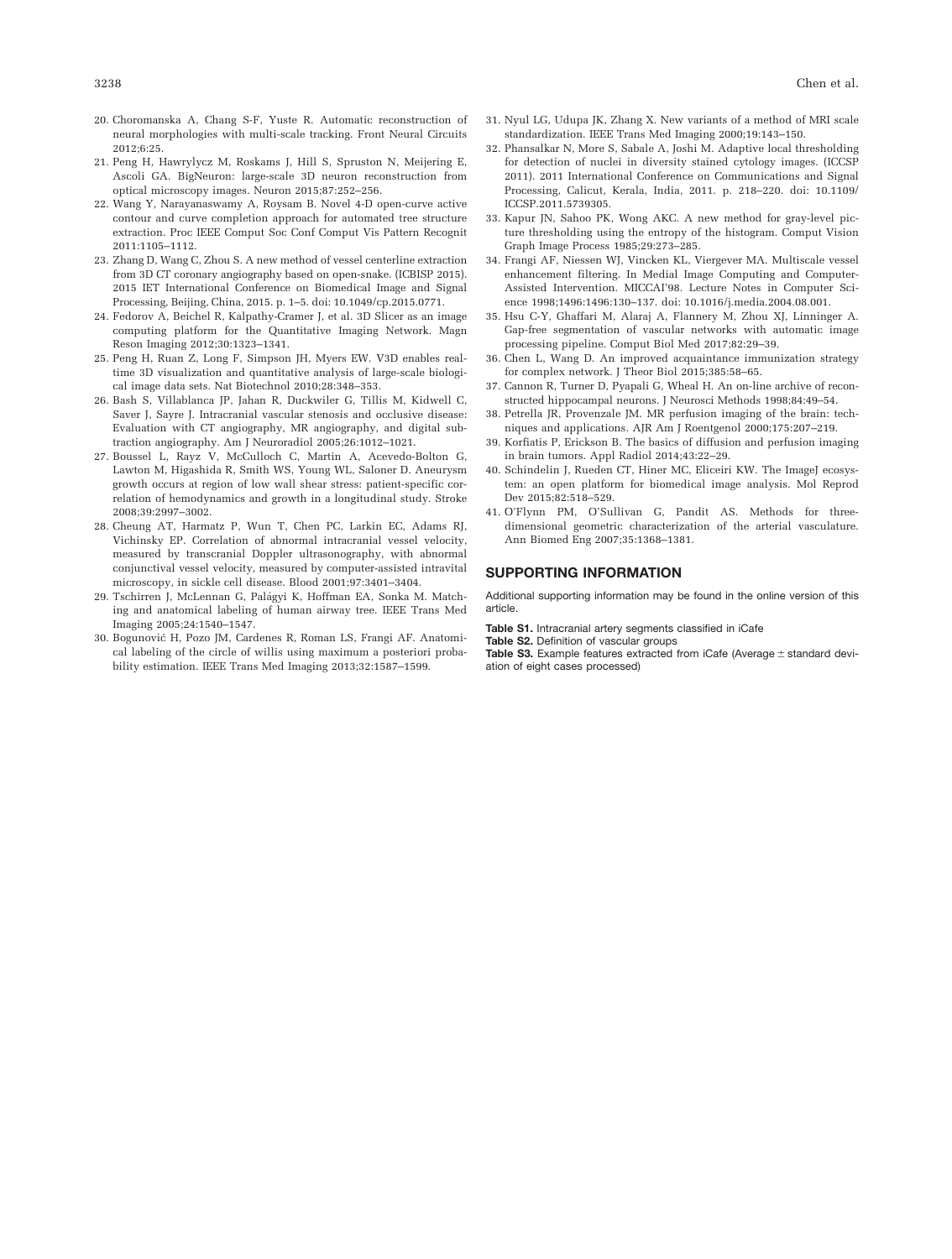20. Choromanska A, Chang S-F, Yuste R. Automatic reconstruction of neural morphologies with multi-scale tracking. Front Neural Circuits 2012;6:25.
21. Peng H, Hawrylycz M, Roskams J, Hill S, Spruston N, Meijering E, Ascoli GA. BigNeuron: large-scale 3D neuron reconstruction from optical microscopy images. Neuron 2015;87:252–256.
22. Wang Y, Narayanaswamy A, Roysam B. Novel 4-D open-curve active contour and curve completion approach for automated tree structure extraction. Proc IEEE Comput Soc Conf Comput Vis Pattern Recognit 2011:1105–1112.
23. Zhang D, Wang C, Zhou S. A new method of vessel centerline extraction from 3D CT coronary angiography based on open-snake. (ICBISP 2015). 2015 IET International Conference on Biomedical Image and Signal Processing, Beijing, China, 2015. p. 1–5. doi: 10.1049/cp.2015.0771.
24. Fedorov A, Beichel R, Kalpathy-Cramer J, et al. 3D Slicer as an image computing platform for the Quantitative Imaging Network. Magn Reson Imaging 2012;30:1323–1341.
25. Peng H, Ruan Z, Long F, Simpson JH, Myers EW. V3D enables real-time 3D visualization and quantitative analysis of large-scale biological image data sets. Nat Biotechnol 2010;28:348–353.
26. Bash S, Villablanca JP, Jahan R, Duckwiler G, Tillis M, Kidwell C, Saver J, Sayre J. Intracranial vascular stenosis and occlusive disease: Evaluation with CT angiography, MR angiography, and digital subtraction angiography. Am J Neuroradiol 2005;26:1012–1021.
27. Boussel L, Rayz V, McCulloch C, Martin A, Acevedo-Bolton G, Lawton M, Higashida R, Smith WS, Young WL, Saloner D. Aneurysm growth occurs at region of low wall shear stress: patient-specific correlation of hemodynamics and growth in a longitudinal study. Stroke 2008;39:2997–3002.
28. Cheung AT, Harmatz P, Wun T, Chen PC, Larkin EC, Adams RJ, Vichinsky EP. Correlation of abnormal intracranial vessel velocity, measured by transcranial Doppler ultrasonography, with abnormal conjunctival vessel velocity, measured by computer-assisted intravital microscopy, in sickle cell disease. Blood 2001;97:3401–3404.
29. Tschirren J, McLennan G, Palágyi K, Hoffman EA, Sonka M. Matching and anatomical labeling of human airway tree. IEEE Trans Med Imaging 2005;24:1540–1547.
30. Bogunović H, Pozo JM, Cardenes R, Roman LS, Frangi AF. Anatomical labeling of the circle of willis using maximum a posteriori probability estimation. IEEE Trans Med Imaging 2013;32:1587–1599.
31. Nyul LG, Udupa JK, Zhang X. New variants of a method of MRI scale standardization. IEEE Trans Med Imaging 2000;19:143–150.
32. Phansalkar N, More S, Sabale A, Joshi M. Adaptive local thresholding for detection of nuclei in diversity stained cytology images. (ICCSP 2011). 2011 International Conference on Communications and Signal Processing, Calicut, Kerala, India, 2011. p. 218–220. doi: 10.1109/ICCSP.2011.5739305.
33. Kapur JN, Sahoo PK, Wong AKC. A new method for gray-level picture thresholding using the entropy of the histogram. Comput Vision Graph Image Process 1985;29:273–285.
34. Frangi AF, Niessen WJ, Vincken KL, Viergever MA. Multiscale vessel enhancement filtering. In Medial Image Computing and Computer-Assisted Intervention. MICCAI'98. Lecture Notes in Computer Science 1998;1496:1496:130–137. doi: 10.1016/j.media.2004.08.001.
35. Hsu C-Y, Ghaffari M, Alaraj A, Flannery M, Zhou XJ, Linninger A. Gap-free segmentation of vascular networks with automatic image processing pipeline. Comput Biol Med 2017;82:29–39.
36. Chen L, Wang D. An improved acquaintance immunization strategy for complex network. J Theor Biol 2015;385:58–65.
37. Cannon R, Turner D, Pyapali G, Wheal H. An on-line archive of reconstructed hippocampal neurons. J Neurosci Methods 1998;84:49–54.
38. Petrella JR, Provenzale JM. MR perfusion imaging of the brain: techniques and applications. AJR Am J Roentgenol 2000;175:207–219.
39. Korfiatis P, Erickson B. The basics of diffusion and perfusion imaging in brain tumors. Appl Radiol 2014;43:22–29.
40. Schindelin J, Rueden CT, Hiner MC, Eliceiri KW. The ImageJ ecosystem: an open platform for biomedical image analysis. Mol Reprod Dev 2015;82:518–529.
41. O'Flynn PM, O'Sullivan G, Pandit AS. Methods for three-dimensional geometric characterization of the arterial vasculature. Ann Biomed Eng 2007;35:1368–1381.

## SUPPORTING INFORMATION

Additional supporting information may be found in the online version of this article.

**Table S1.** Intracranial artery segments classified in iCafe

**Table S2.** Definition of vascular groups

**Table S3.** Example features extracted from iCafe (Average ± standard deviation of eight cases processed)